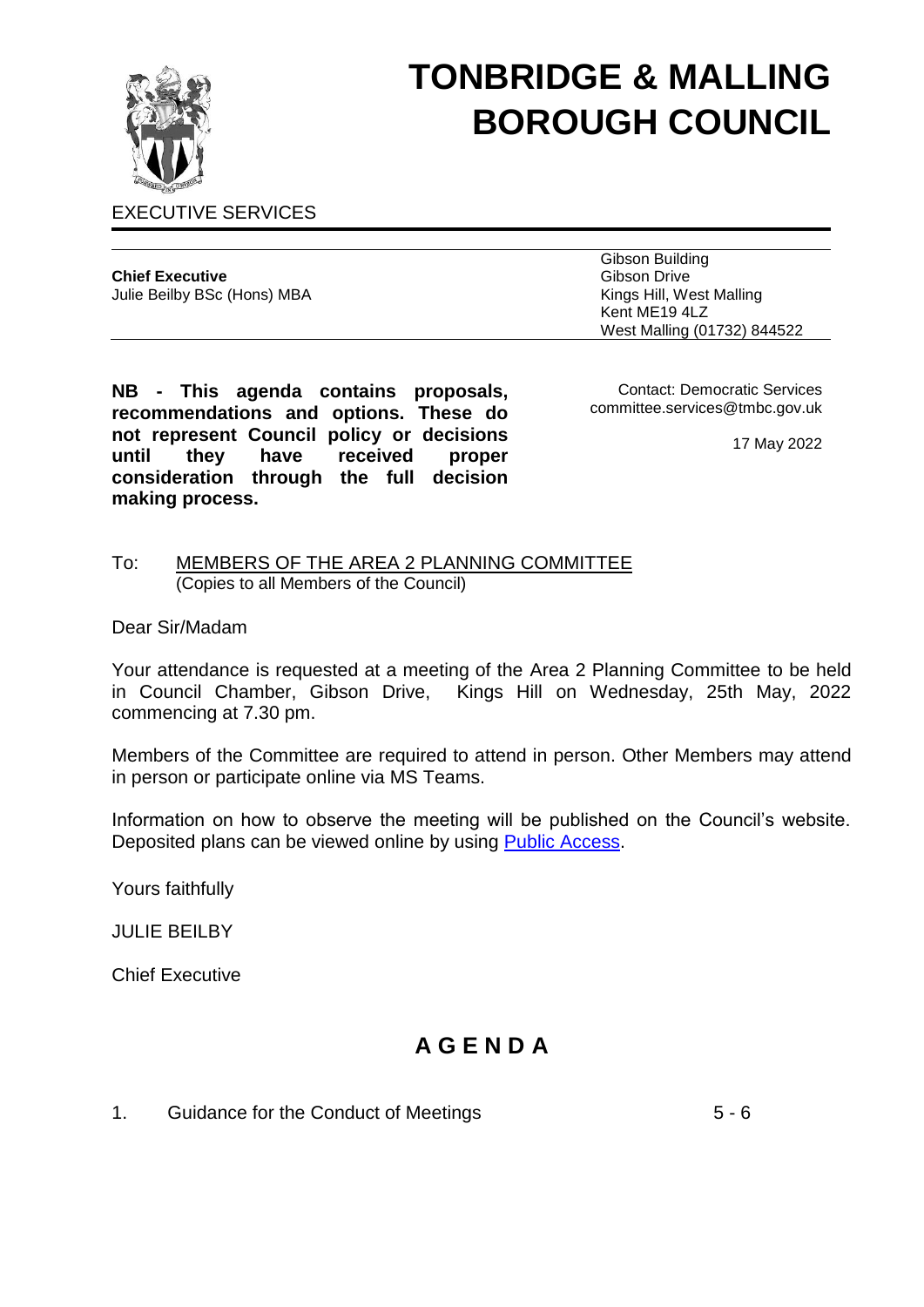# TONBRIDGE & MALLING BOROUGH COUNCIL

EXECUTIVE SERVICES

**Chief Executive**
Julie Beilby BSc (Hons) MBA

Gibson Building
Gibson Drive
Kings Hill, West Malling
Kent ME19 4LZ
West Malling (01732) 844522

**NB - This agenda contains proposals, recommendations and options. These do not represent Council policy or decisions until they have received proper consideration through the full decision making process.**

Contact: Democratic Services
committee.services@tmbc.gov.uk

17 May 2022

To: MEMBERS OF THE AREA 2 PLANNING COMMITTEE
(Copies to all Members of the Council)

Dear Sir/Madam

Your attendance is requested at a meeting of the Area 2 Planning Committee to be held in Council Chamber, Gibson Drive, Kings Hill on Wednesday, 25th May, 2022 commencing at 7.30 pm.

Members of the Committee are required to attend in person. Other Members may attend in person or participate online via MS Teams.

Information on how to observe the meeting will be published on the Council's website. Deposited plans can be viewed online by using Public Access.

Yours faithfully

JULIE BEILBY

Chief Executive

## A G E N D A

1. Guidance for the Conduct of Meetings 5 - 6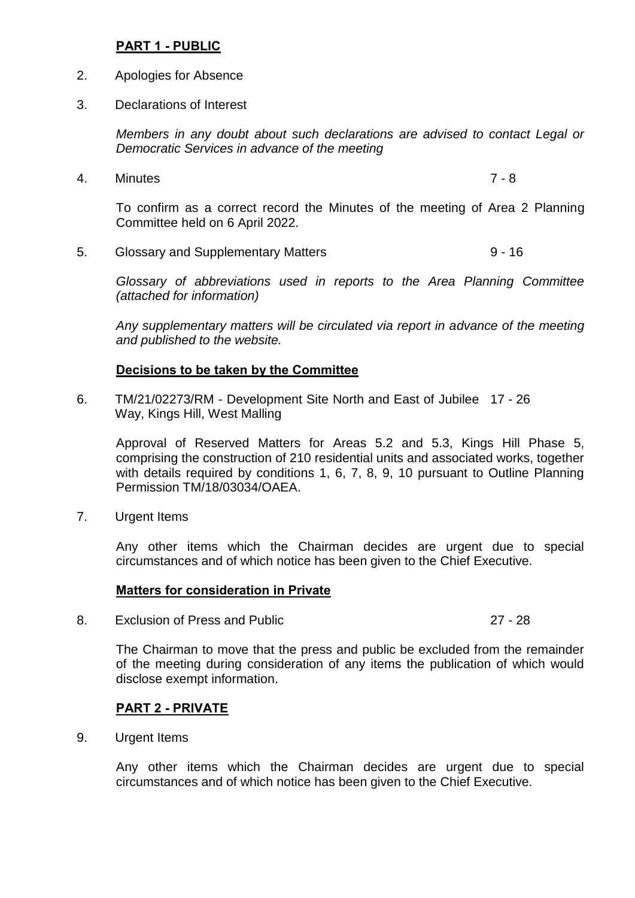## PART 1 - PUBLIC

2. Apologies for Absence

3. Declarations of Interest

   *Members in any doubt about such declarations are advised to contact Legal or Democratic Services in advance of the meeting*

4. Minutes — 7 - 8

   To confirm as a correct record the Minutes of the meeting of Area 2 Planning Committee held on 6 April 2022.

5. Glossary and Supplementary Matters — 9 - 16

   *Glossary of abbreviations used in reports to the Area Planning Committee (attached for information)*

   *Any supplementary matters will be circulated via report in advance of the meeting and published to the website.*

### Decisions to be taken by the Committee

6. TM/21/02273/RM - Development Site North and East of Jubilee Way, Kings Hill, West Malling — 17 - 26

   Approval of Reserved Matters for Areas 5.2 and 5.3, Kings Hill Phase 5, comprising the construction of 210 residential units and associated works, together with details required by conditions 1, 6, 7, 8, 9, 10 pursuant to Outline Planning Permission TM/18/03034/OAEA.

7. Urgent Items

   Any other items which the Chairman decides are urgent due to special circumstances and of which notice has been given to the Chief Executive.

### Matters for consideration in Private

8. Exclusion of Press and Public — 27 - 28

   The Chairman to move that the press and public be excluded from the remainder of the meeting during consideration of any items the publication of which would disclose exempt information.

## PART 2 - PRIVATE

9. Urgent Items

   Any other items which the Chairman decides are urgent due to special circumstances and of which notice has been given to the Chief Executive.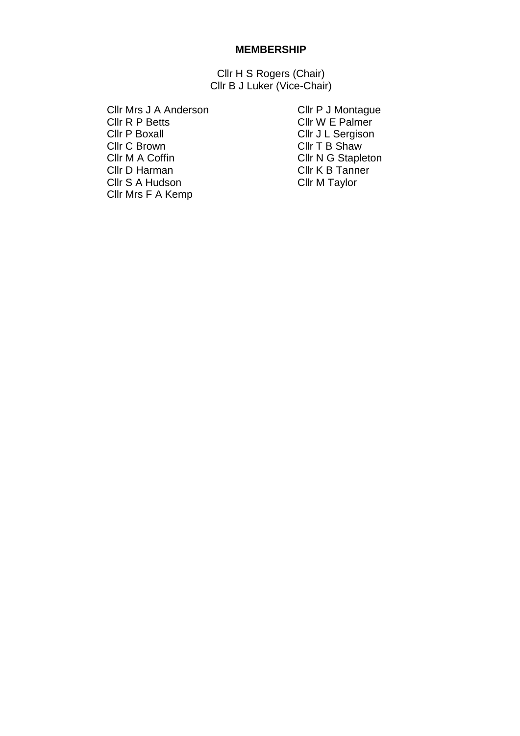**MEMBERSHIP**

Cllr H S Rogers (Chair)
Cllr B J Luker (Vice-Chair)

Cllr Mrs J A Anderson
Cllr R P Betts
Cllr P Boxall
Cllr C Brown
Cllr M A Coffin
Cllr D Harman
Cllr S A Hudson
Cllr Mrs F A Kemp
Cllr P J Montague
Cllr W E Palmer
Cllr J L Sergison
Cllr T B Shaw
Cllr N G Stapleton
Cllr K B Tanner
Cllr M Taylor